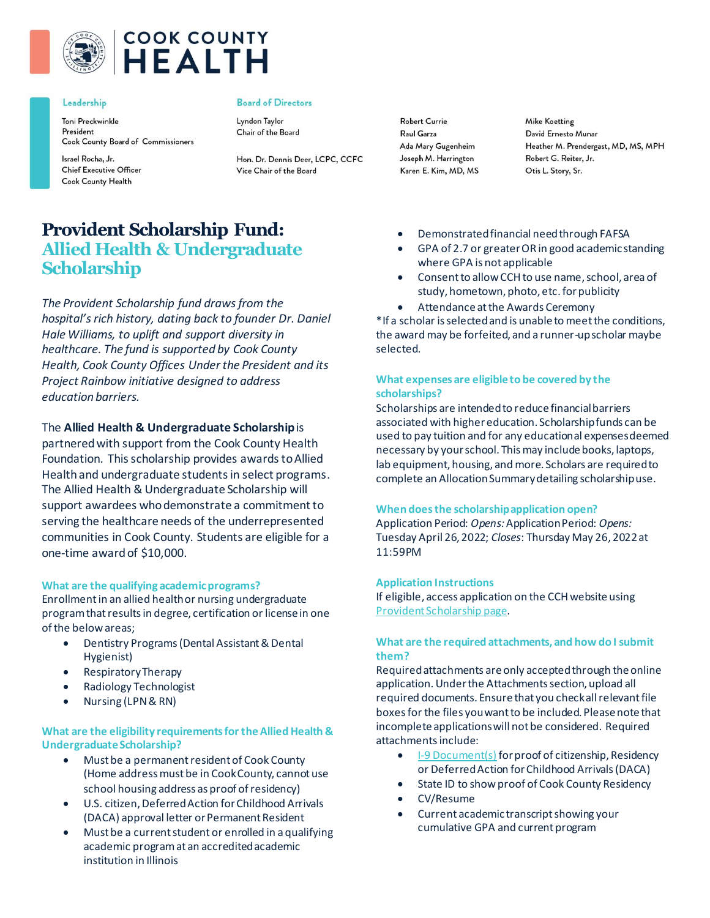# COOK COUNTY HEALTH

**Leadership**

Toni Preckwinkle
President
Cook County Board of Commissioners

Israel Rocha, Jr.
Chief Executive Officer
Cook County Health

**Board of Directors**

Lyndon Taylor
Chair of the Board

Hon. Dr. Dennis Deer, LCPC, CCFC
Vice Chair of the Board

Robert Currie
Raul Garza
Ada Mary Gugenheim
Joseph M. Harrington
Karen E. Kim, MD, MS

Mike Koetting
David Ernesto Munar
Heather M. Prendergast, MD, MS, MPH
Robert G. Reiter, Jr.
Otis L. Story, Sr.

# Provident Scholarship Fund: Allied Health & Undergraduate Scholarship

*The Provident Scholarship fund draws from the hospital's rich history, dating back to founder Dr. Daniel Hale Williams, to uplift and support diversity in healthcare. The fund is supported by Cook County Health, Cook County Offices Under the President and its Project Rainbow initiative designed to address education barriers.*

The **Allied Health & Undergraduate Scholarship** is partnered with support from the Cook County Health Foundation. This scholarship provides awards to Allied Health and undergraduate students in select programs. The Allied Health & Undergraduate Scholarship will support awardees who demonstrate a commitment to serving the healthcare needs of the underrepresented communities in Cook County. Students are eligible for a one-time award of $10,000.

### What are the qualifying academic programs?

Enrollment in an allied health or nursing undergraduate program that results in degree, certification or license in one of the below areas;

- Dentistry Programs (Dental Assistant & Dental Hygienist)
- Respiratory Therapy
- Radiology Technologist
- Nursing (LPN & RN)

### What are the eligibility requirements for the Allied Health & Undergraduate Scholarship?

- Must be a permanent resident of Cook County (Home address must be in Cook County, cannot use school housing address as proof of residency)
- U.S. citizen, Deferred Action for Childhood Arrivals (DACA) approval letter or Permanent Resident
- Must be a current student or enrolled in a qualifying academic program at an accredited academic institution in Illinois
- Demonstrated financial need through FAFSA
- GPA of 2.7 or greater OR in good academic standing where GPA is not applicable
- Consent to allow CCH to use name, school, area of study, hometown, photo, etc. for publicity
- Attendance at the Awards Ceremony

*If a scholar is selected and is unable to meet the conditions, the award may be forfeited, and a runner-up scholar may be selected.

### What expenses are eligible to be covered by the scholarships?

Scholarships are intended to reduce financial barriers associated with higher education. Scholarship funds can be used to pay tuition and for any educational expenses deemed necessary by your school. This may include books, laptops, lab equipment, housing, and more. Scholars are required to complete an Allocation Summary detailing scholarship use.

### When does the scholarship application open?

Application Period: *Opens:* Application Period: *Opens:* Tuesday April 26, 2022; *Closes*: Thursday May 26, 2022 at 11:59PM

### Application Instructions

If eligible, access application on the CCH website using [Provident Scholarship page](#).

### What are the required attachments, and how do I submit them?

Required attachments are only accepted through the online application. Under the Attachments section, upload all required documents. Ensure that you check all relevant file boxes for the files you want to be included. Please note that incomplete applications will not be considered. Required attachments include:

- [I-9 Document(s)](#) for proof of citizenship, Residency or Deferred Action for Childhood Arrivals (DACA)
- State ID to show proof of Cook County Residency
- CV/Resume
- Current academic transcript showing your cumulative GPA and current program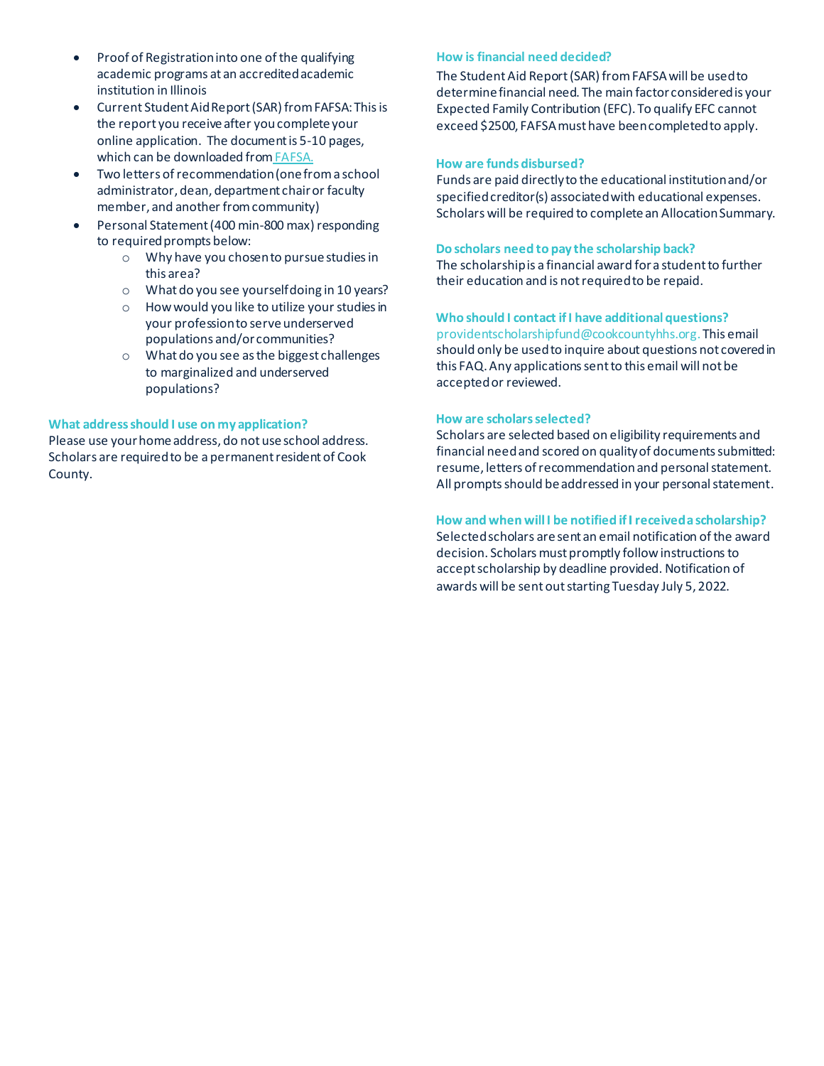- Proof of Registration into one of the qualifying academic programs at an accredited academic institution in Illinois
- Current Student Aid Report (SAR) from FAFSA: This is the report you receive after you complete your online application. The document is 5-10 pages, which can be downloaded from FAFSA.
- Two letters of recommendation (one from a school administrator, dean, department chair or faculty member, and another from community)
- Personal Statement (400 min-800 max) responding to required prompts below:
  - Why have you chosen to pursue studies in this area?
  - What do you see yourself doing in 10 years?
  - How would you like to utilize your studies in your profession to serve underserved populations and/or communities?
  - What do you see as the biggest challenges to marginalized and underserved populations?

### What address should I use on my application?

Please use your home address, do not use school address. Scholars are required to be a permanent resident of Cook County.

### How is financial need decided?

The Student Aid Report (SAR) from FAFSA will be used to determine financial need. The main factor considered is your Expected Family Contribution (EFC). To qualify EFC cannot exceed $2500, FAFSA must have been completed to apply.

### How are funds disbursed?

Funds are paid directly to the educational institution and/or specified creditor(s) associated with educational expenses. Scholars will be required to complete an Allocation Summary.

### Do scholars need to pay the scholarship back?

The scholarship is a financial award for a student to further their education and is not required to be repaid.

### Who should I contact if I have additional questions?

providentscholarshipfund@cookcountyhhs.org. This email should only be used to inquire about questions not covered in this FAQ. Any applications sent to this email will not be accepted or reviewed.

### How are scholars selected?

Scholars are selected based on eligibility requirements and financial need and scored on quality of documents submitted: resume, letters of recommendation and personal statement. All prompts should be addressed in your personal statement.

### How and when will I be notified if I received a scholarship?

Selected scholars are sent an email notification of the award decision. Scholars must promptly follow instructions to accept scholarship by deadline provided. Notification of awards will be sent out starting Tuesday July 5, 2022.